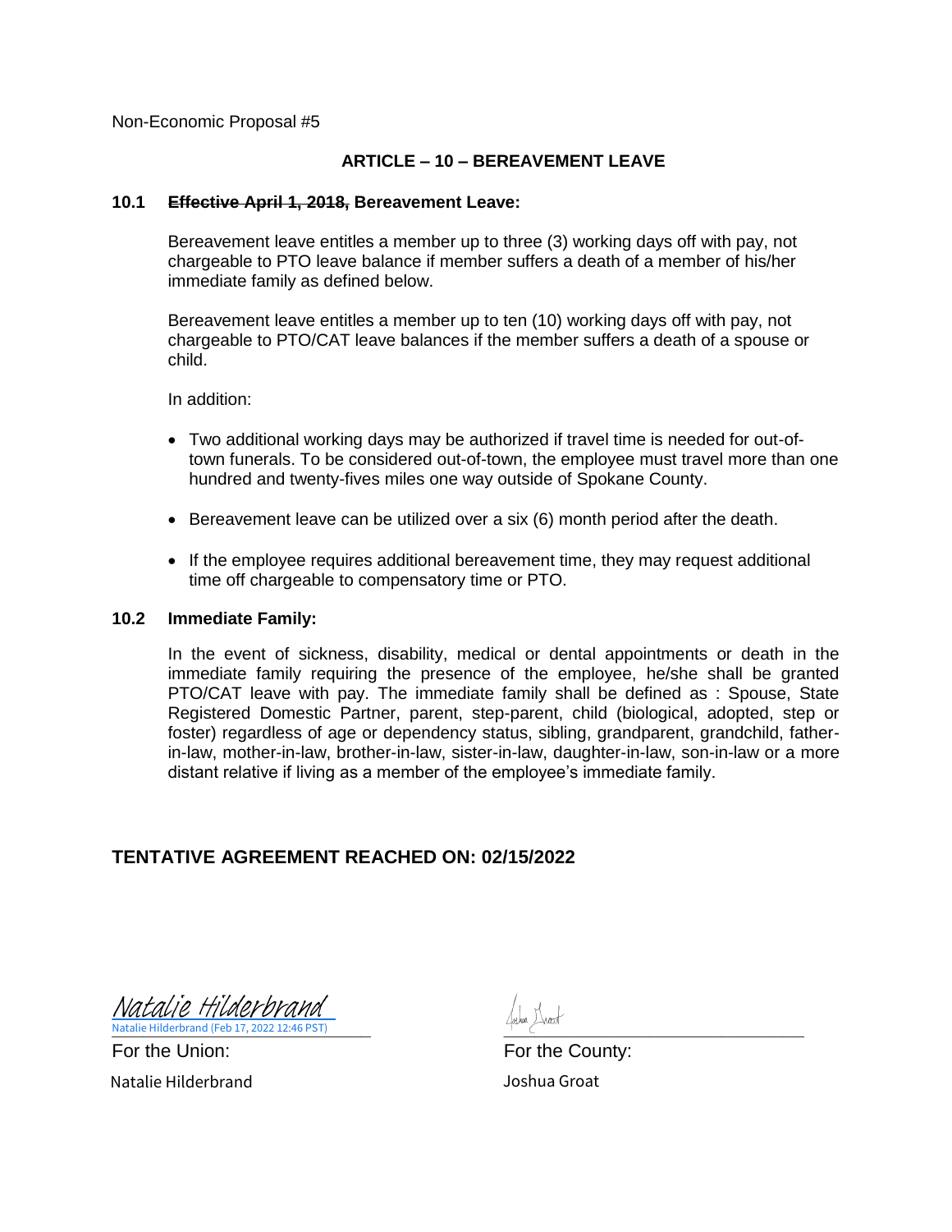Non-Economic Proposal #5

## ARTICLE – 10 – BEREAVEMENT LEAVE

**10.1 ~~Effective April 1, 2018,~~ Bereavement Leave:**

Bereavement leave entitles a member up to three (3) working days off with pay, not chargeable to PTO leave balance if member suffers a death of a member of his/her immediate family as defined below.

Bereavement leave entitles a member up to ten (10) working days off with pay, not chargeable to PTO/CAT leave balances if the member suffers a death of a spouse or child.

In addition:

- Two additional working days may be authorized if travel time is needed for out-of-town funerals. To be considered out-of-town, the employee must travel more than one hundred and twenty-fives miles one way outside of Spokane County.
- Bereavement leave can be utilized over a six (6) month period after the death.
- If the employee requires additional bereavement time, they may request additional time off chargeable to compensatory time or PTO.

**10.2 Immediate Family:**

In the event of sickness, disability, medical or dental appointments or death in the immediate family requiring the presence of the employee, he/she shall be granted PTO/CAT leave with pay. The immediate family shall be defined as : Spouse, State Registered Domestic Partner, parent, step-parent, child (biological, adopted, step or foster) regardless of age or dependency status, sibling, grandparent, grandchild, father-in-law, mother-in-law, brother-in-law, sister-in-law, daughter-in-law, son-in-law or a more distant relative if living as a member of the employee's immediate family.

## TENTATIVE AGREEMENT REACHED ON: 02/15/2022

Natalie Hilderbrand
Natalie Hilderbrand (Feb 17, 2022 12:46 PST)

For the Union:
Natalie Hilderbrand

For the County:
Joshua Groat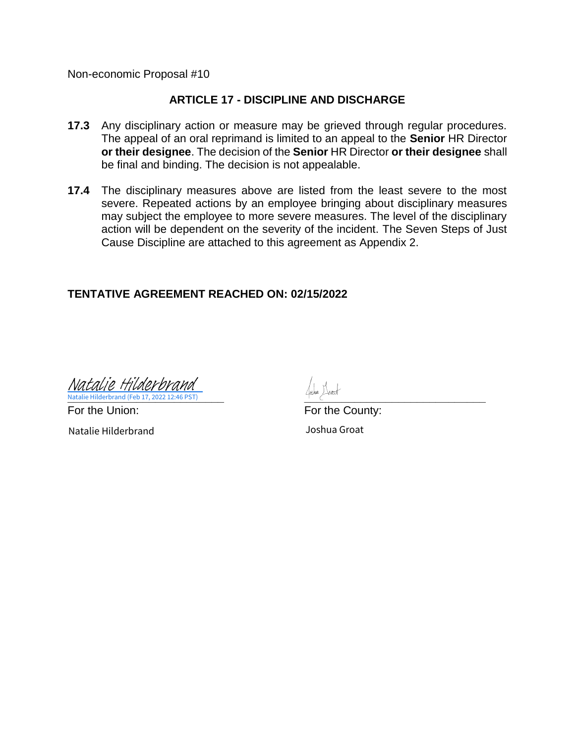Non-economic Proposal #10

## ARTICLE 17 - DISCIPLINE AND DISCHARGE

**17.3** Any disciplinary action or measure may be grieved through regular procedures. The appeal of an oral reprimand is limited to an appeal to the **Senior** HR Director **or their designee**. The decision of the **Senior** HR Director **or their designee** shall be final and binding. The decision is not appealable.

**17.4** The disciplinary measures above are listed from the least severe to the most severe. Repeated actions by an employee bringing about disciplinary measures may subject the employee to more severe measures. The level of the disciplinary action will be dependent on the severity of the incident. The Seven Steps of Just Cause Discipline are attached to this agreement as Appendix 2.

**TENTATIVE AGREEMENT REACHED ON: 02/15/2022**

Natalie Hilderbrand
Natalie Hilderbrand (Feb 17, 2022 12:46 PST)

For the Union:

Natalie Hilderbrand

For the County:

Joshua Groat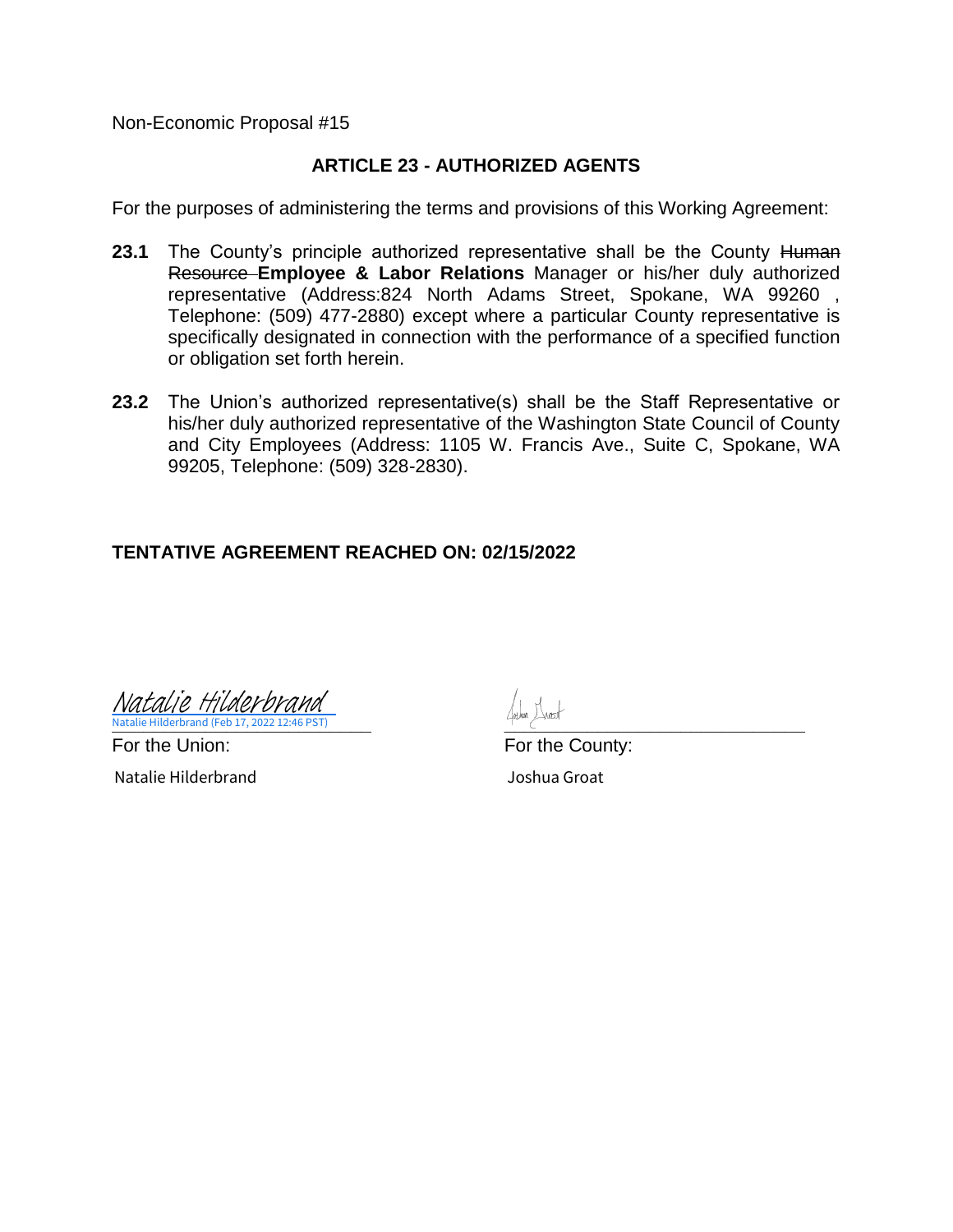Non-Economic Proposal #15

## ARTICLE 23 - AUTHORIZED AGENTS

For the purposes of administering the terms and provisions of this Working Agreement:

**23.1** The County's principle authorized representative shall be the County ~~Human Resource~~ **Employee & Labor Relations** Manager or his/her duly authorized representative (Address:824 North Adams Street, Spokane, WA 99260 , Telephone: (509) 477-2880) except where a particular County representative is specifically designated in connection with the performance of a specified function or obligation set forth herein.

**23.2** The Union's authorized representative(s) shall be the Staff Representative or his/her duly authorized representative of the Washington State Council of County and City Employees (Address: 1105 W. Francis Ave., Suite C, Spokane, WA 99205, Telephone: (509) 328-2830).

**TENTATIVE AGREEMENT REACHED ON: 02/15/2022**

Natalie Hilderbrand
Natalie Hilderbrand (Feb 17, 2022 12:46 PST)

For the Union:
Natalie Hilderbrand

For the County:
Joshua Groat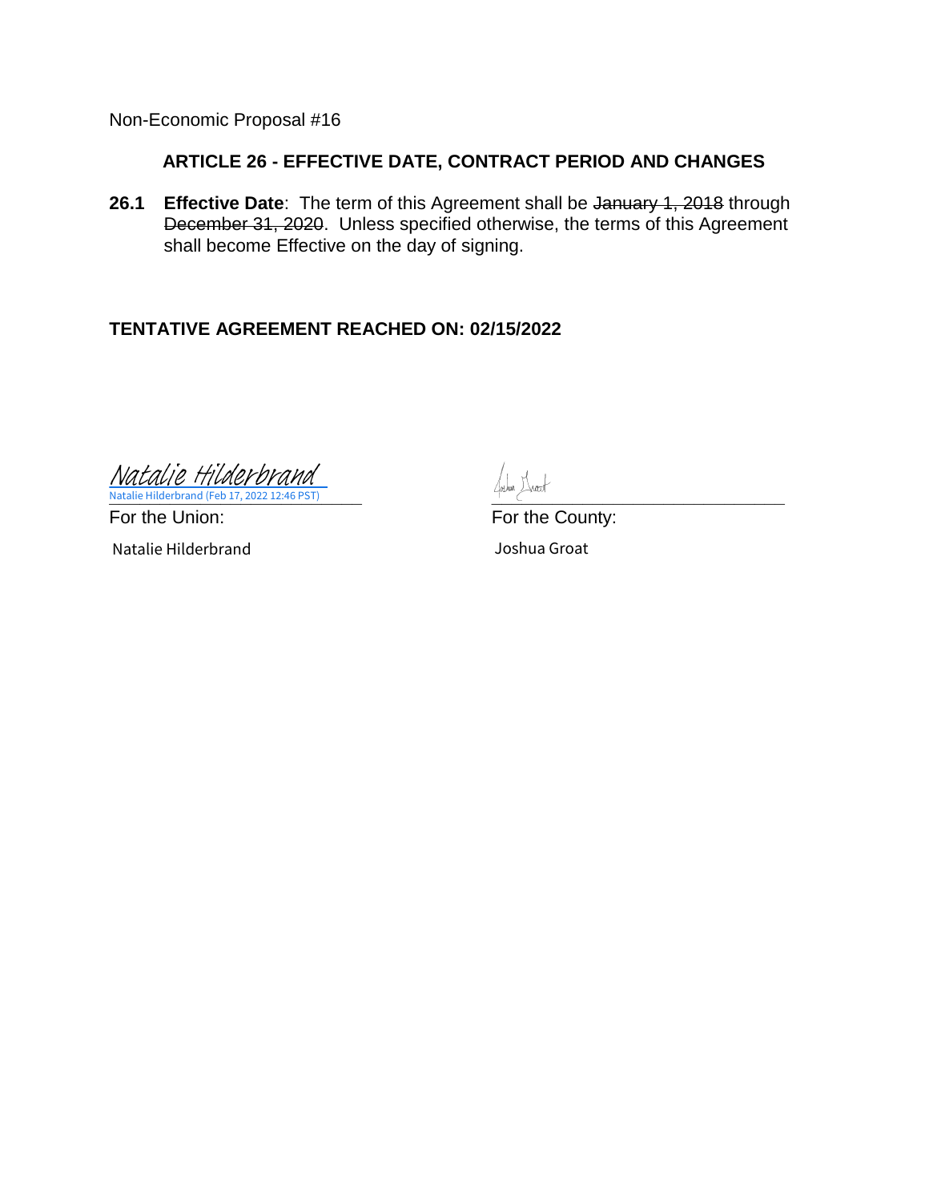Non-Economic Proposal #16

## ARTICLE 26 - EFFECTIVE DATE, CONTRACT PERIOD AND CHANGES

**26.1** **Effective Date**: The term of this Agreement shall be ~~January 1, 2018~~ through ~~December 31, 2020~~. Unless specified otherwise, the terms of this Agreement shall become Effective on the day of signing.

**TENTATIVE AGREEMENT REACHED ON: 02/15/2022**

*Natalie Hilderbrand*
Natalie Hilderbrand (Feb 17, 2022 12:46 PST)

For the Union:

Natalie Hilderbrand

For the County:

Joshua Groat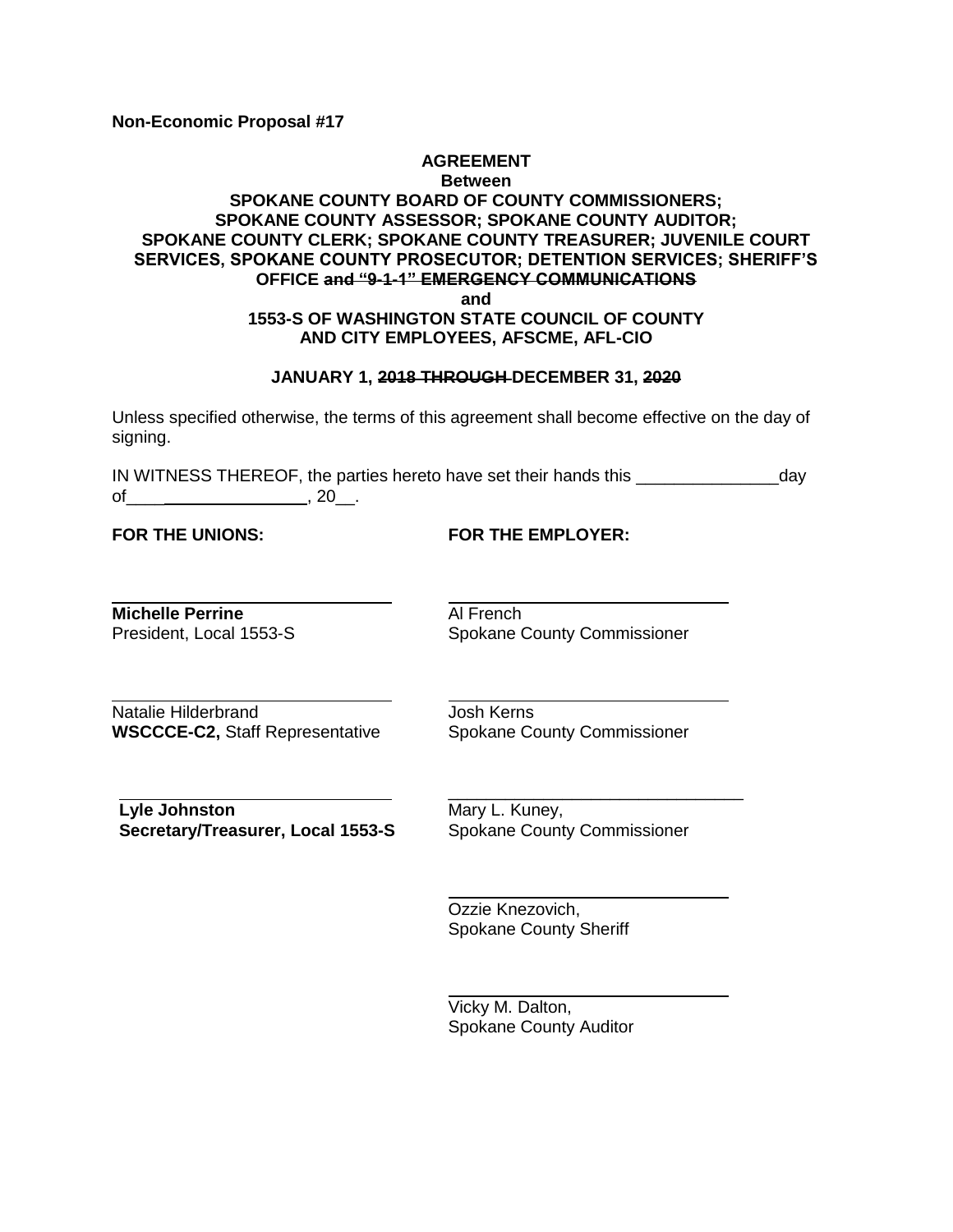**Non-Economic Proposal #17**

**AGREEMENT**
**Between**
**SPOKANE COUNTY BOARD OF COUNTY COMMISSIONERS; SPOKANE COUNTY ASSESSOR; SPOKANE COUNTY AUDITOR; SPOKANE COUNTY CLERK; SPOKANE COUNTY TREASURER; JUVENILE COURT SERVICES, SPOKANE COUNTY PROSECUTOR; DETENTION SERVICES; SHERIFF'S OFFICE ~~and "9-1-1" EMERGENCY COMMUNICATIONS~~**
**and**
**1553-S OF WASHINGTON STATE COUNCIL OF COUNTY AND CITY EMPLOYEES, AFSCME, AFL-CIO**

**JANUARY 1, ~~2018 THROUGH~~ DECEMBER 31, ~~2020~~**

Unless specified otherwise, the terms of this agreement shall become effective on the day of signing.

IN WITNESS THEREOF, the parties hereto have set their hands this _______________day of____________________, 20__.

| **FOR THE UNIONS:** | **FOR THE EMPLOYER:** |
|---|---|
| **Michelle Perrine**<br>President, Local 1553-S | Al French<br>Spokane County Commissioner |
| Natalie Hilderbrand<br>**WSCCCE-C2,** Staff Representative | Josh Kerns<br>Spokane County Commissioner |
| **Lyle Johnston**<br>**Secretary/Treasurer, Local 1553-S** | Mary L. Kuney,<br>Spokane County Commissioner |
| | Ozzie Knezovich,<br>Spokane County Sheriff |
| | Vicky M. Dalton,<br>Spokane County Auditor |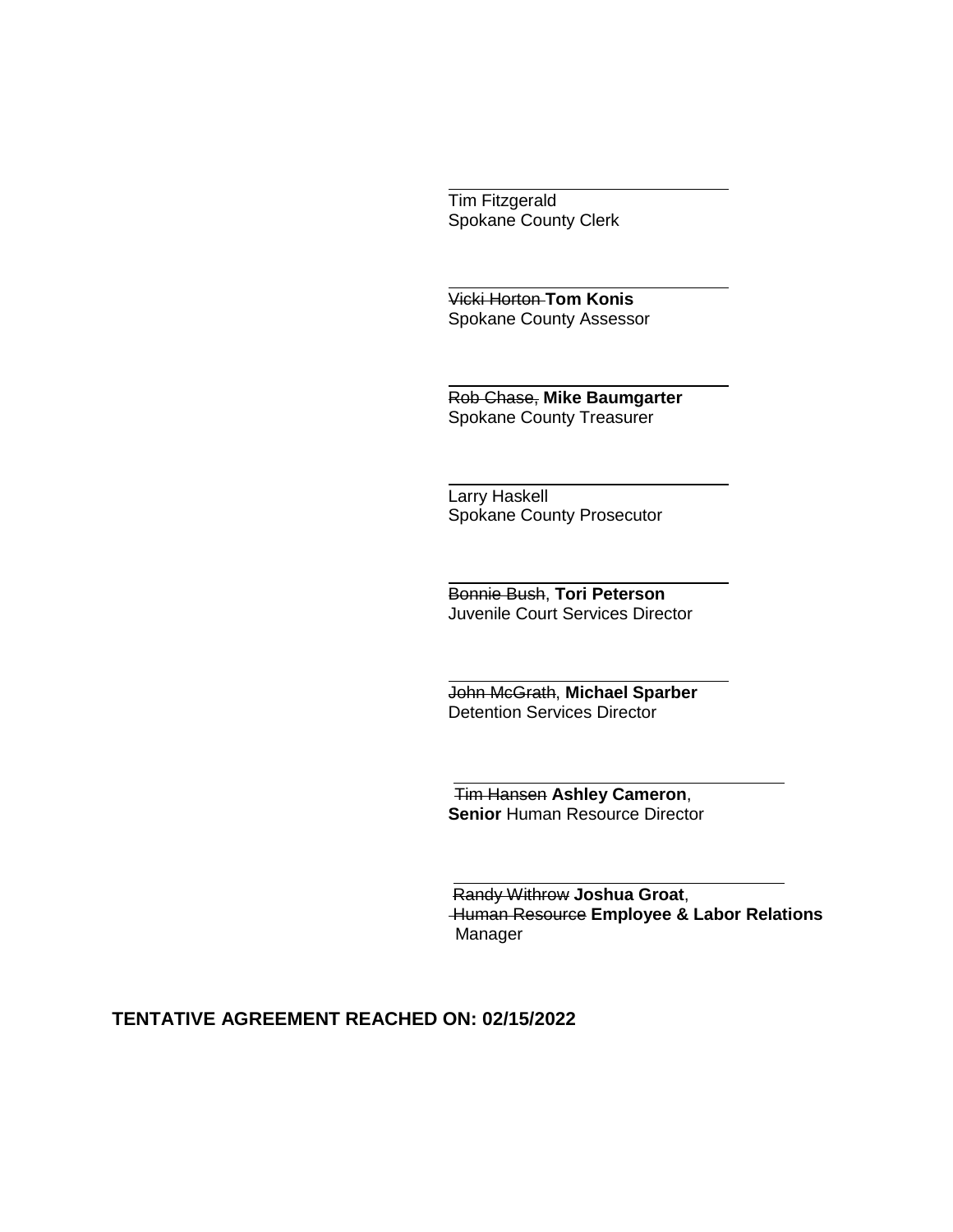\_\_\_\_\_\_\_\_\_\_\_\_\_\_\_\_\_\_\_\_\_\_\_\_\_\_\_\_\_\_
Tim Fitzgerald
Spokane County Clerk

\_\_\_\_\_\_\_\_\_\_\_\_\_\_\_\_\_\_\_\_\_\_\_\_\_\_\_\_\_\_
~~Vicki Horton~~ **Tom Konis**
Spokane County Assessor

\_\_\_\_\_\_\_\_\_\_\_\_\_\_\_\_\_\_\_\_\_\_\_\_\_\_\_\_\_\_
~~Rob Chase,~~ **Mike Baumgarter**
Spokane County Treasurer

\_\_\_\_\_\_\_\_\_\_\_\_\_\_\_\_\_\_\_\_\_\_\_\_\_\_\_\_\_\_
Larry Haskell
Spokane County Prosecutor

\_\_\_\_\_\_\_\_\_\_\_\_\_\_\_\_\_\_\_\_\_\_\_\_\_\_\_\_\_\_
~~Bonnie Bush~~, **Tori Peterson**
Juvenile Court Services Director

\_\_\_\_\_\_\_\_\_\_\_\_\_\_\_\_\_\_\_\_\_\_\_\_\_\_\_\_\_\_
~~John McGrath~~, **Michael Sparber**
Detention Services Director

\_\_\_\_\_\_\_\_\_\_\_\_\_\_\_\_\_\_\_\_\_\_\_\_\_\_\_\_\_\_
~~Tim Hansen~~ **Ashley Cameron**,
**Senior** Human Resource Director

\_\_\_\_\_\_\_\_\_\_\_\_\_\_\_\_\_\_\_\_\_\_\_\_\_\_\_\_\_\_
~~Randy Withrow~~ **Joshua Groat**,
~~Human Resource~~ **Employee & Labor Relations**
Manager

**TENTATIVE AGREEMENT REACHED ON: 02/15/2022**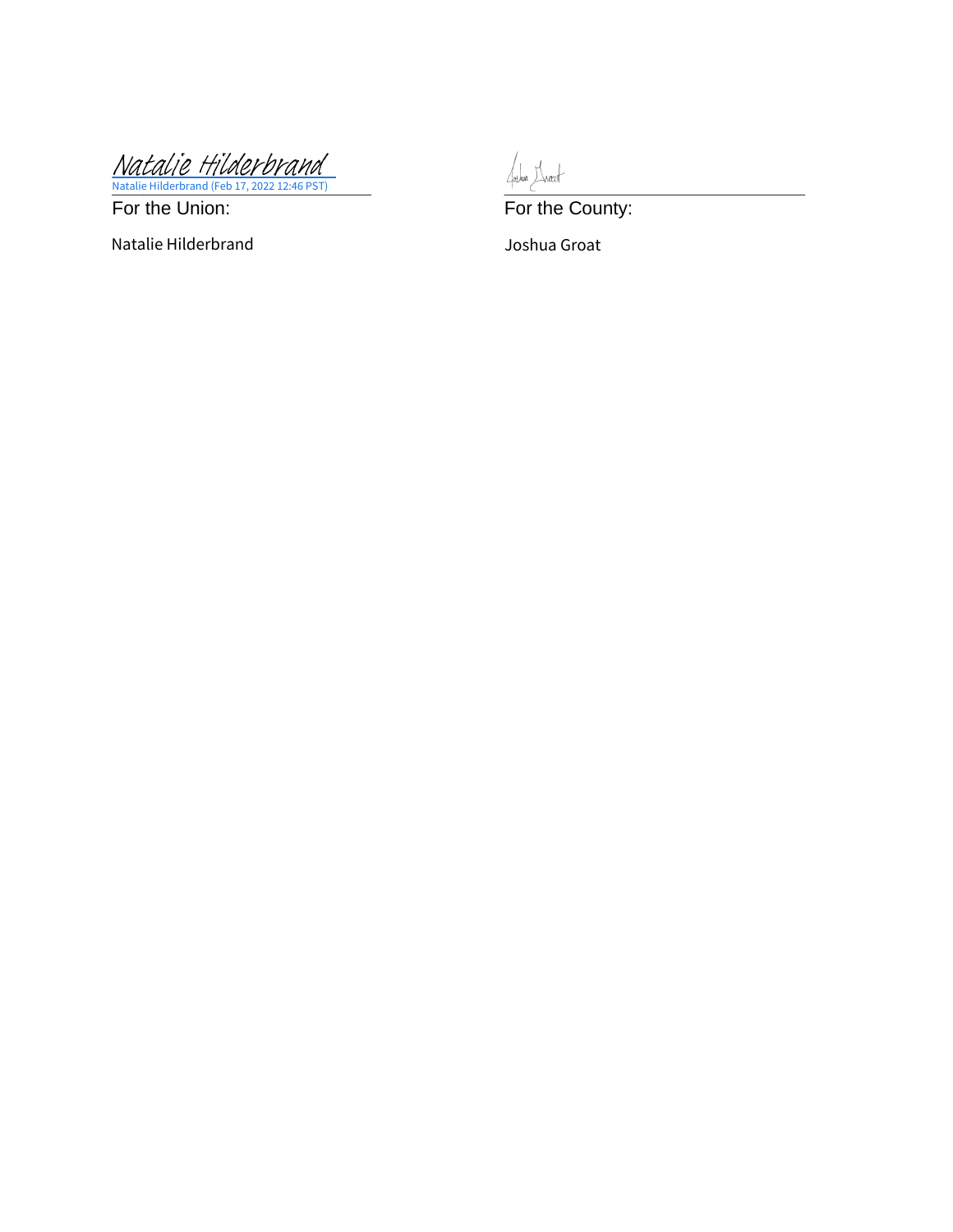| *Natalie Hilderbrand* | |
| --- | --- |
| Natalie Hilderbrand (Feb 17, 2022 12:46 PST) | Joshua Groat |
| For the Union: | For the County: |
| Natalie Hilderbrand | Joshua Groat |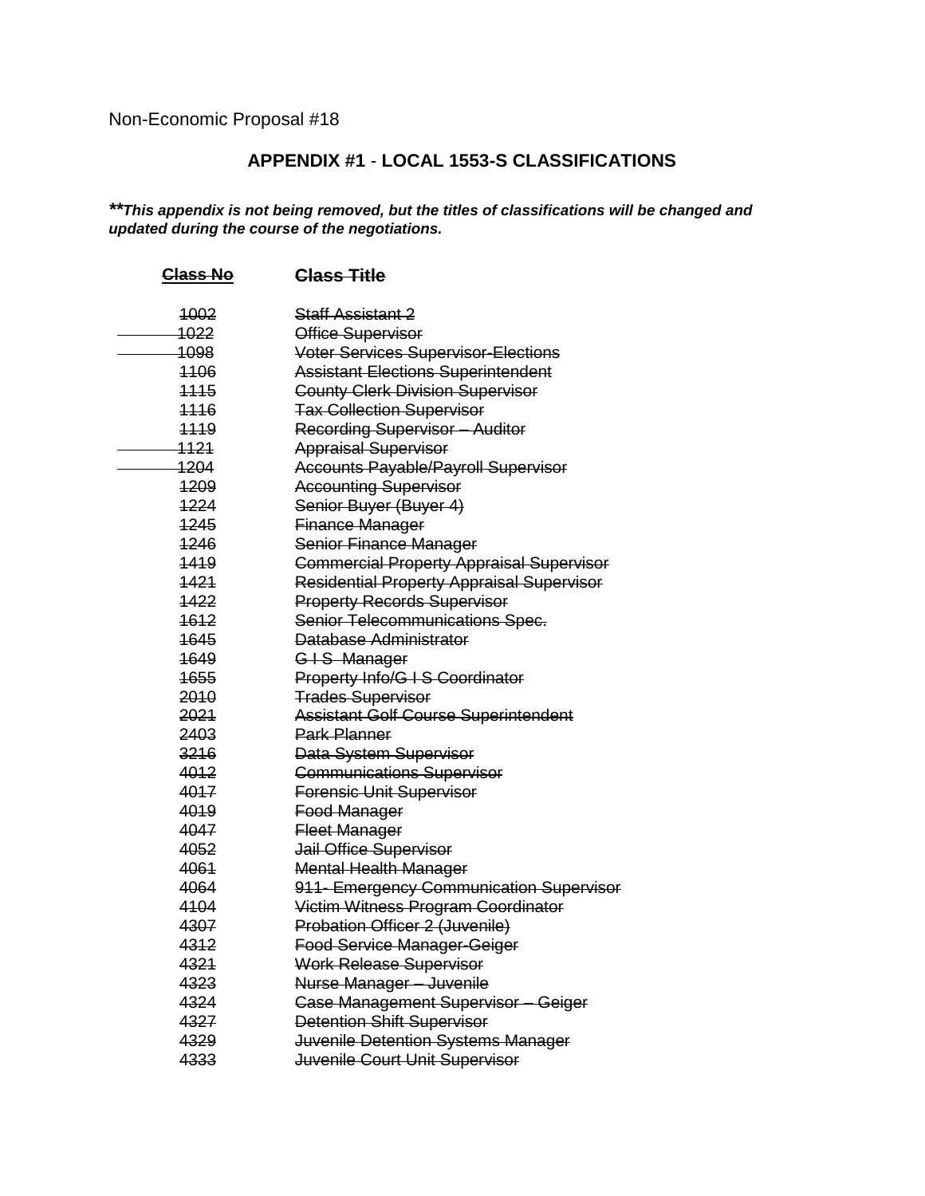Non-Economic Proposal #18

## APPENDIX #1 - LOCAL 1553-S CLASSIFICATIONS

***\*\*This appendix is not being removed, but the titles of classifications will be changed and updated during the course of the negotiations.***

| ~~Class No~~ | ~~Class Title~~ |
|---|---|
| ~~1002~~ | ~~Staff Assistant 2~~ |
| ~~1022~~ | ~~Office Supervisor~~ |
| ~~1098~~ | ~~Voter Services Supervisor-Elections~~ |
| ~~1106~~ | ~~Assistant Elections Superintendent~~ |
| ~~1115~~ | ~~County Clerk Division Supervisor~~ |
| ~~1116~~ | ~~Tax Collection Supervisor~~ |
| ~~1119~~ | ~~Recording Supervisor – Auditor~~ |
| ~~1121~~ | ~~Appraisal Supervisor~~ |
| ~~1204~~ | ~~Accounts Payable/Payroll Supervisor~~ |
| ~~1209~~ | ~~Accounting Supervisor~~ |
| ~~1224~~ | ~~Senior Buyer (Buyer 4)~~ |
| ~~1245~~ | ~~Finance Manager~~ |
| ~~1246~~ | ~~Senior Finance Manager~~ |
| ~~1419~~ | ~~Commercial Property Appraisal Supervisor~~ |
| ~~1421~~ | ~~Residential Property Appraisal Supervisor~~ |
| ~~1422~~ | ~~Property Records Supervisor~~ |
| ~~1612~~ | ~~Senior Telecommunications Spec.~~ |
| ~~1645~~ | ~~Database Administrator~~ |
| ~~1649~~ | ~~G I S Manager~~ |
| ~~1655~~ | ~~Property Info/G I S Coordinator~~ |
| ~~2010~~ | ~~Trades Supervisor~~ |
| ~~2021~~ | ~~Assistant Golf Course Superintendent~~ |
| ~~2403~~ | ~~Park Planner~~ |
| ~~3216~~ | ~~Data System Supervisor~~ |
| ~~4012~~ | ~~Communications Supervisor~~ |
| ~~4017~~ | ~~Forensic Unit Supervisor~~ |
| ~~4019~~ | ~~Food Manager~~ |
| ~~4047~~ | ~~Fleet Manager~~ |
| ~~4052~~ | ~~Jail Office Supervisor~~ |
| ~~4061~~ | ~~Mental Health Manager~~ |
| ~~4064~~ | ~~911- Emergency Communication Supervisor~~ |
| ~~4104~~ | ~~Victim Witness Program Coordinator~~ |
| ~~4307~~ | ~~Probation Officer 2 (Juvenile)~~ |
| ~~4312~~ | ~~Food Service Manager-Geiger~~ |
| ~~4321~~ | ~~Work Release Supervisor~~ |
| ~~4323~~ | ~~Nurse Manager – Juvenile~~ |
| ~~4324~~ | ~~Case Management Supervisor – Geiger~~ |
| ~~4327~~ | ~~Detention Shift Supervisor~~ |
| ~~4329~~ | ~~Juvenile Detention Systems Manager~~ |
| ~~4333~~ | ~~Juvenile Court Unit Supervisor~~ |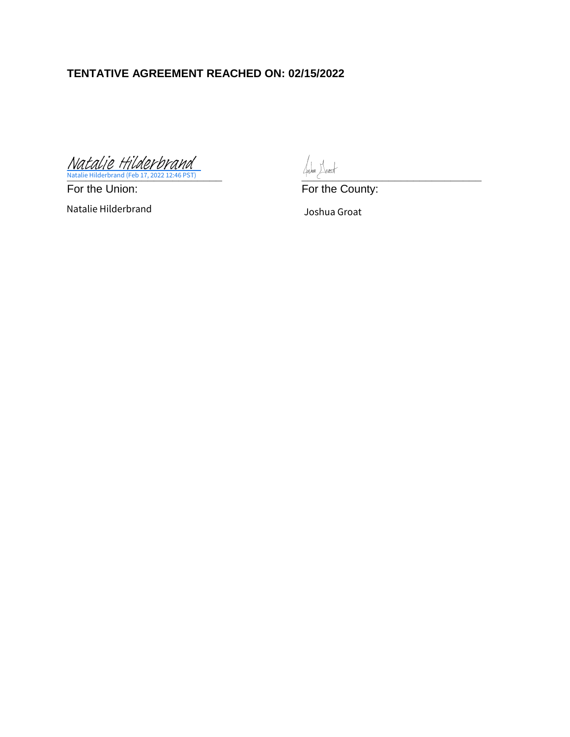**TENTATIVE AGREEMENT REACHED ON: 02/15/2022**

Natalie Hilderbrand
Natalie Hilderbrand (Feb 17, 2022 12:46 PST)

For the Union:

Natalie Hilderbrand

For the County:

Joshua Groat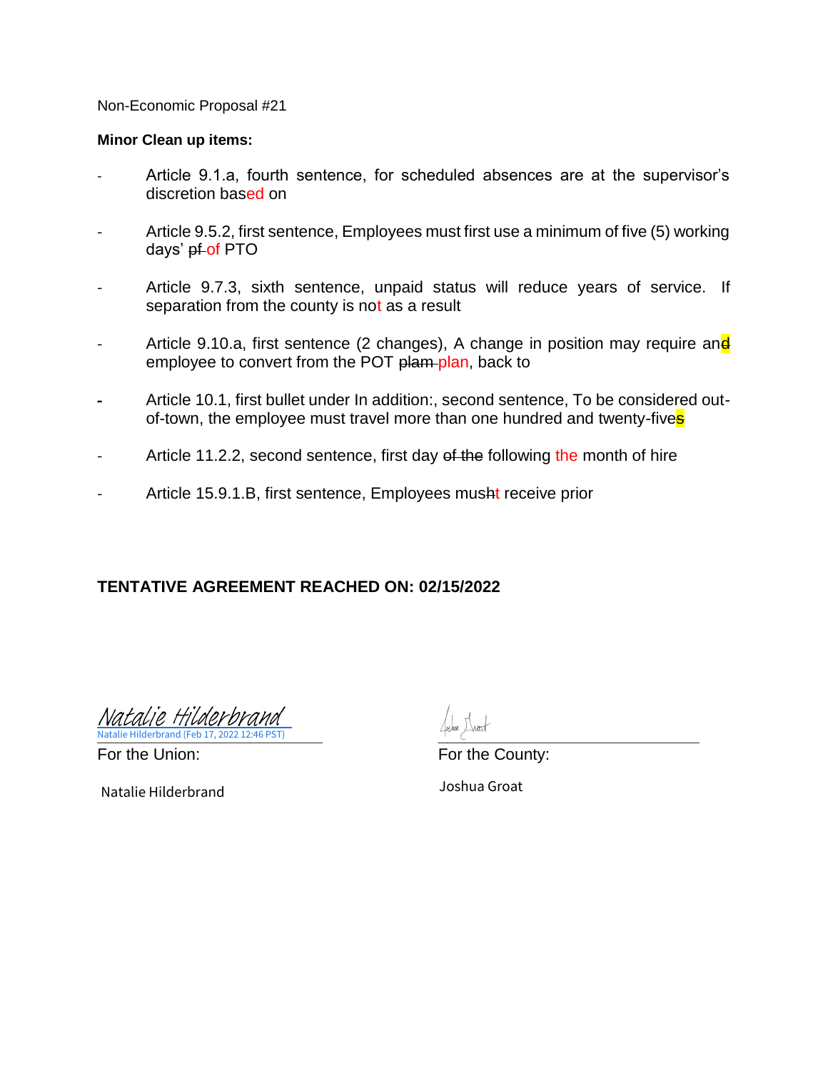Non-Economic Proposal #21

**Minor Clean up items:**

- Article 9.1.a, fourth sentence, for scheduled absences are at the supervisor's discretion based on
- Article 9.5.2, first sentence, Employees must first use a minimum of five (5) working days' ~~pf~~ of PTO
- Article 9.7.3, sixth sentence, unpaid status will reduce years of service. If separation from the county is not as a result
- Article 9.10.a, first sentence (2 changes), A change in position may require an~~d~~ employee to convert from the POT ~~plam~~ plan, back to
- Article 10.1, first bullet under In addition:, second sentence, To be considered out-of-town, the employee must travel more than one hundred and twenty-five~~s~~
- Article 11.2.2, second sentence, first day ~~of the~~ following the month of hire
- Article 15.9.1.B, first sentence, Employees mus~~h~~t receive prior

**TENTATIVE AGREEMENT REACHED ON: 02/15/2022**

*Natalie Hilderbrand*
Natalie Hilderbrand (Feb 17, 2022 12:46 PST)

For the Union:

Natalie Hilderbrand

For the County:

Joshua Groat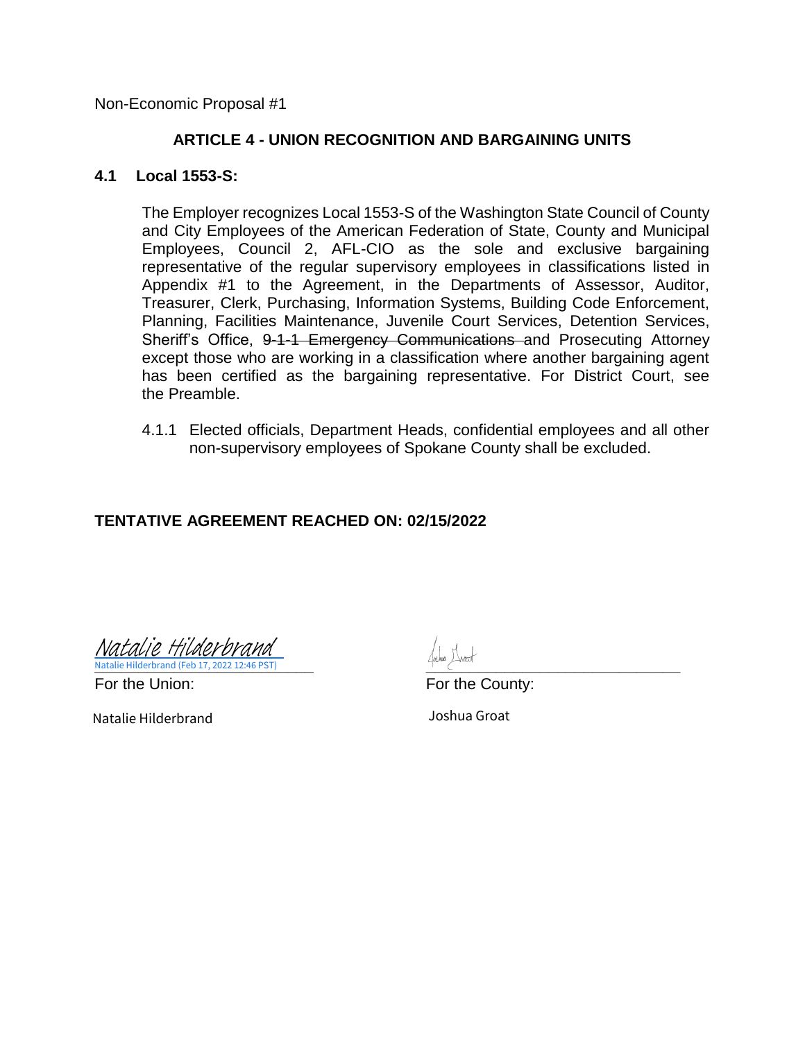Non-Economic Proposal #1

## ARTICLE 4 - UNION RECOGNITION AND BARGAINING UNITS

### 4.1 Local 1553-S:

The Employer recognizes Local 1553-S of the Washington State Council of County and City Employees of the American Federation of State, County and Municipal Employees, Council 2, AFL-CIO as the sole and exclusive bargaining representative of the regular supervisory employees in classifications listed in Appendix #1 to the Agreement, in the Departments of Assessor, Auditor, Treasurer, Clerk, Purchasing, Information Systems, Building Code Enforcement, Planning, Facilities Maintenance, Juvenile Court Services, Detention Services, Sheriff's Office, ~~9-1-1 Emergency Communications~~ and Prosecuting Attorney except those who are working in a classification where another bargaining agent has been certified as the bargaining representative. For District Court, see the Preamble.

4.1.1 Elected officials, Department Heads, confidential employees and all other non-supervisory employees of Spokane County shall be excluded.

**TENTATIVE AGREEMENT REACHED ON: 02/15/2022**

Natalie Hilderbrand (Feb 17, 2022 12:46 PST)

For the Union:

Natalie Hilderbrand

For the County:

Joshua Groat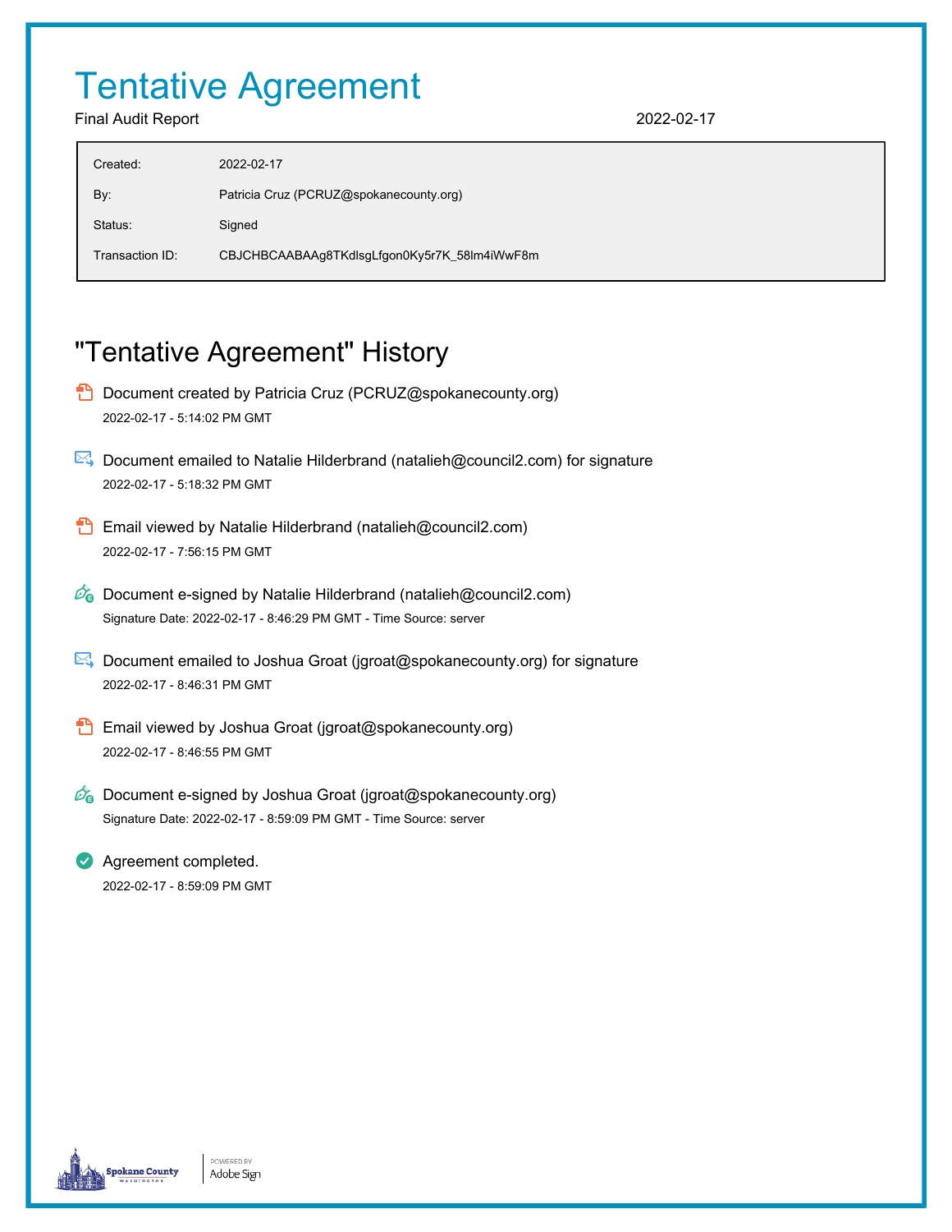# Tentative Agreement

Final Audit Report 2022-02-17

| | |
|---|---|
| Created: | 2022-02-17 |
| By: | Patricia Cruz (PCRUZ@spokanecounty.org) |
| Status: | Signed |
| Transaction ID: | CBJCHBCAABAAg8TKdlsgLfgon0Ky5r7K_58lm4iWwF8m |

## "Tentative Agreement" History

- Document created by Patricia Cruz (PCRUZ@spokanecounty.org)
  2022-02-17 - 5:14:02 PM GMT

- Document emailed to Natalie Hilderbrand (natalieh@council2.com) for signature
  2022-02-17 - 5:18:32 PM GMT

- Email viewed by Natalie Hilderbrand (natalieh@council2.com)
  2022-02-17 - 7:56:15 PM GMT

- Document e-signed by Natalie Hilderbrand (natalieh@council2.com)
  Signature Date: 2022-02-17 - 8:46:29 PM GMT - Time Source: server

- Document emailed to Joshua Groat (jgroat@spokanecounty.org) for signature
  2022-02-17 - 8:46:31 PM GMT

- Email viewed by Joshua Groat (jgroat@spokanecounty.org)
  2022-02-17 - 8:46:55 PM GMT

- Document e-signed by Joshua Groat (jgroat@spokanecounty.org)
  Signature Date: 2022-02-17 - 8:59:09 PM GMT - Time Source: server

- Agreement completed.
  2022-02-17 - 8:59:09 PM GMT

Spokane County WASHINGTON | POWERED BY Adobe Sign